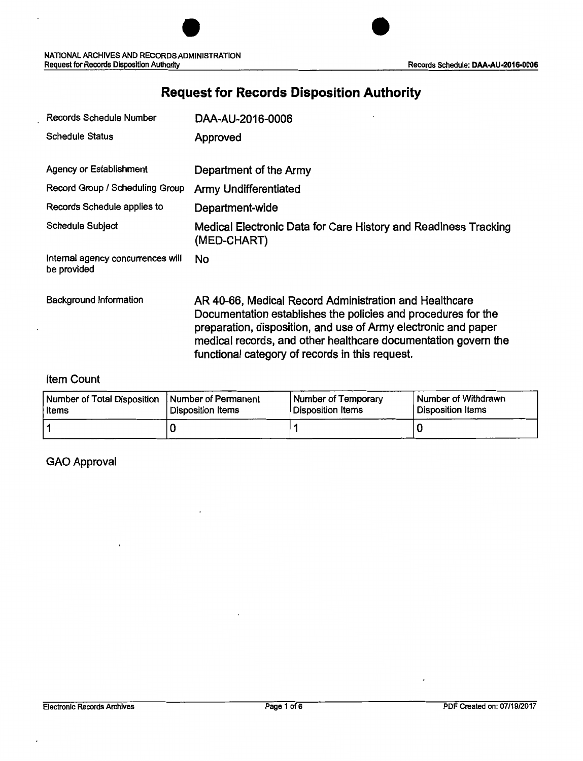# Request for Records Disposition Authority

| | |
|---|---|
| Records Schedule Number | DAA-AU-2016-0006 |
| Schedule Status | Approved |
| Agency or Establishment | Department of the Army |
| Record Group / Scheduling Group | Army Undifferentiated |
| Records Schedule applies to | Department-wide |
| Schedule Subject | Medical Electronic Data for Care History and Readiness Tracking (MED-CHART) |
| Internal agency concurrences will be provided | No |
| Background Information | AR 40-66, Medical Record Administration and Healthcare Documentation establishes the policies and procedures for the preparation, disposition, and use of Army electronic and paper medical records, and other healthcare documentation govern the functional category of records in this request. |

## Item Count

| Number of Total Disposition Items | Number of Permanent Disposition Items | Number of Temporary Disposition Items | Number of Withdrawn Disposition Items |
|---|---|---|---|
| 1 | 0 | 1 | 0 |

## GAO Approval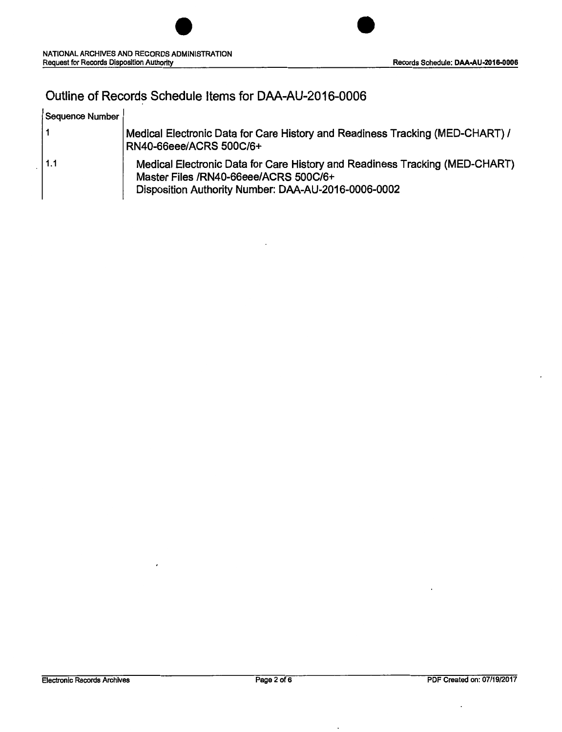## Outline of Records Schedule Items for DAA-AU-2016-0006

| Sequence Number | |
|---|---|
| 1 | Medical Electronic Data for Care History and Readiness Tracking (MED-CHART) / RN40-66eee/ACRS 500C/6+ |
| 1.1 | Medical Electronic Data for Care History and Readiness Tracking (MED-CHART) Master Files /RN40-66eee/ACRS 500C/6+<br>Disposition Authority Number: DAA-AU-2016-0006-0002 |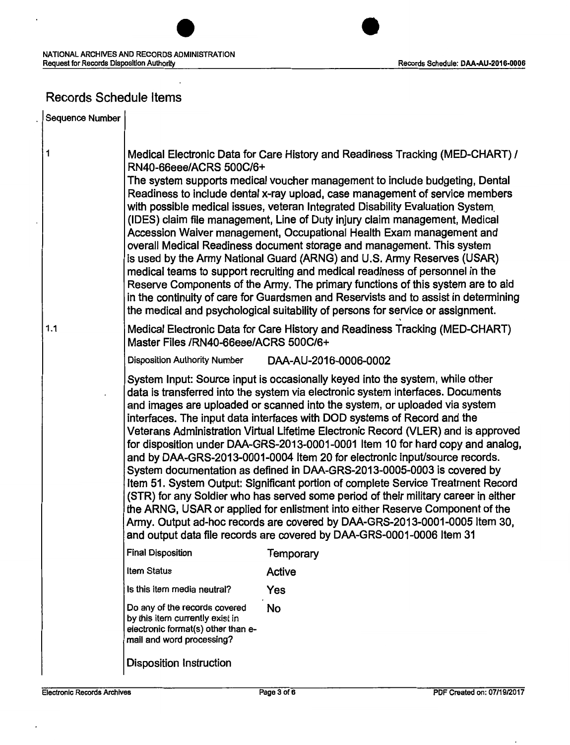## Records Schedule Items

| Sequence Number | |
|---|---|
| 1 | Medical Electronic Data for Care History and Readiness Tracking (MED-CHART) / RN40-66eee/ACRS 500C/6+<br>The system supports medical voucher management to include budgeting, Dental Readiness to include dental x-ray upload, case management of service members with possible medical issues, veteran Integrated Disability Evaluation System (IDES) claim file management, Line of Duty injury claim management, Medical Accession Waiver management, Occupational Health Exam management and overall Medical Readiness document storage and management. This system is used by the Army National Guard (ARNG) and U.S. Army Reserves (USAR) medical teams to support recruiting and medical readiness of personnel in the Reserve Components of the Army. The primary functions of this system are to aid in the continuity of care for Guardsmen and Reservists and to assist in determining the medical and psychological suitability of persons for service or assignment. |
| 1.1 | Medical Electronic Data for Care History and Readiness Tracking (MED-CHART) Master Files /RN40-66eee/ACRS 500C/6+ |

Disposition Authority Number: DAA-AU-2016-0006-0002

System Input: Source input is occasionally keyed into the system, while other data is transferred into the system via electronic system interfaces. Documents and images are uploaded or scanned into the system, or uploaded via system interfaces. The input data interfaces with DOD systems of Record and the Veterans Administration Virtual Lifetime Electronic Record (VLER) and is approved for disposition under DAA-GRS-2013-0001-0001 Item 10 for hard copy and analog, and by DAA-GRS-2013-0001-0004 Item 20 for electronic input/source records. System documentation as defined in DAA-GRS-2013-0005-0003 is covered by Item 51. System Output: Significant portion of complete Service Treatment Record (STR) for any Soldier who has served some period of their military career in either the ARNG, USAR or applied for enlistment into either Reserve Component of the Army. Output ad-hoc records are covered by DAA-GRS-2013-0001-0005 Item 30, and output data file records are covered by DAA-GRS-0001-0006 Item 31

| | |
|---|---|
| Final Disposition | Temporary |
| Item Status | Active |
| Is this item media neutral? | Yes |
| Do any of the records covered by this item currently exist in electronic format(s) other than e-mail and word processing? | No |

Disposition Instruction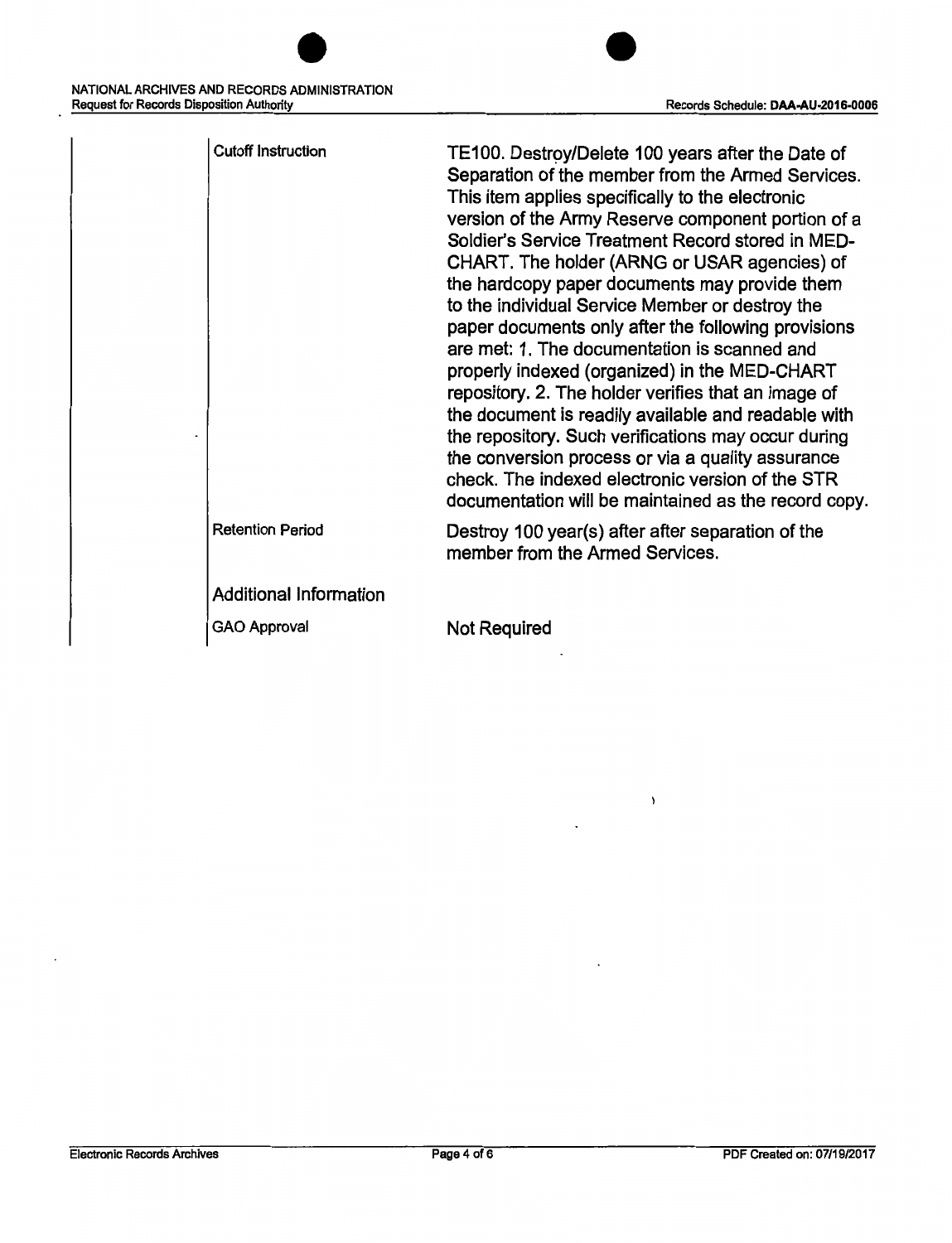| | |
|---|---|
| Cutoff Instruction | TE100. Destroy/Delete 100 years after the Date of Separation of the member from the Armed Services. This item applies specifically to the electronic version of the Army Reserve component portion of a Soldier's Service Treatment Record stored in MED-CHART. The holder (ARNG or USAR agencies) of the hardcopy paper documents may provide them to the individual Service Member or destroy the paper documents only after the following provisions are met: 1. The documentation is scanned and properly indexed (organized) in the MED-CHART repository. 2. The holder verifies that an image of the document is readily available and readable with the repository. Such verifications may occur during the conversion process or via a quality assurance check. The indexed electronic version of the STR documentation will be maintained as the record copy. |
| Retention Period | Destroy 100 year(s) after after separation of the member from the Armed Services. |

## Additional Information

| | |
|---|---|
| GAO Approval | Not Required |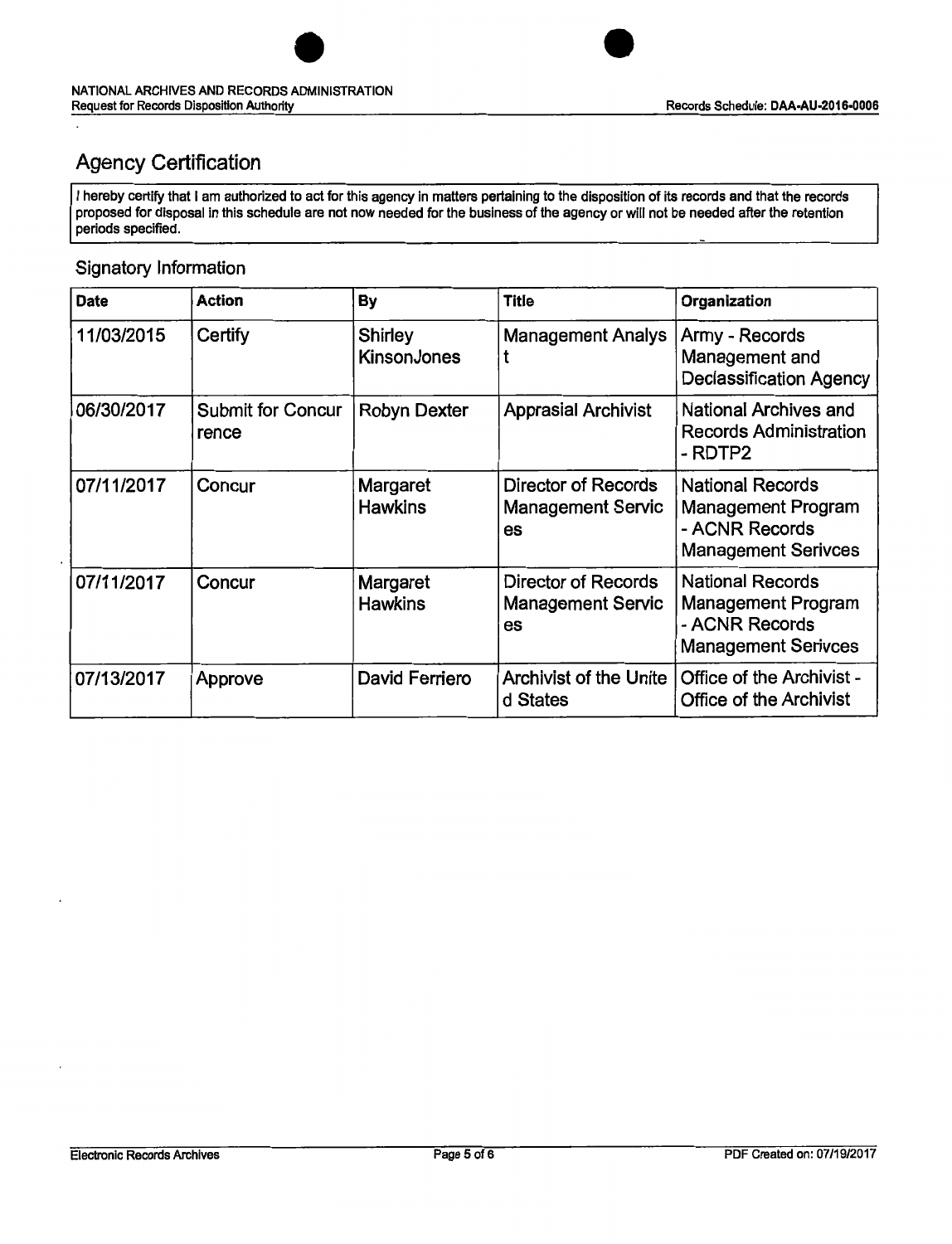## Agency Certification

I hereby certify that I am authorized to act for this agency in matters pertaining to the disposition of its records and that the records proposed for disposal in this schedule are not now needed for the business of the agency or will not be needed after the retention periods specified.

### Signatory Information

| Date | Action | By | Title | Organization |
|---|---|---|---|---|
| 11/03/2015 | Certify | Shirley KinsonJones | Management Analyst | Army - Records Management and Declassification Agency |
| 06/30/2017 | Submit for Concurrence | Robyn Dexter | Apprasial Archivist | National Archives and Records Administration - RDTP2 |
| 07/11/2017 | Concur | Margaret Hawkins | Director of Records Management Services | National Records Management Program - ACNR Records Management Serivces |
| 07/11/2017 | Concur | Margaret Hawkins | Director of Records Management Services | National Records Management Program - ACNR Records Management Serivces |
| 07/13/2017 | Approve | David Ferriero | Archivist of the United States | Office of the Archivist - Office of the Archivist |